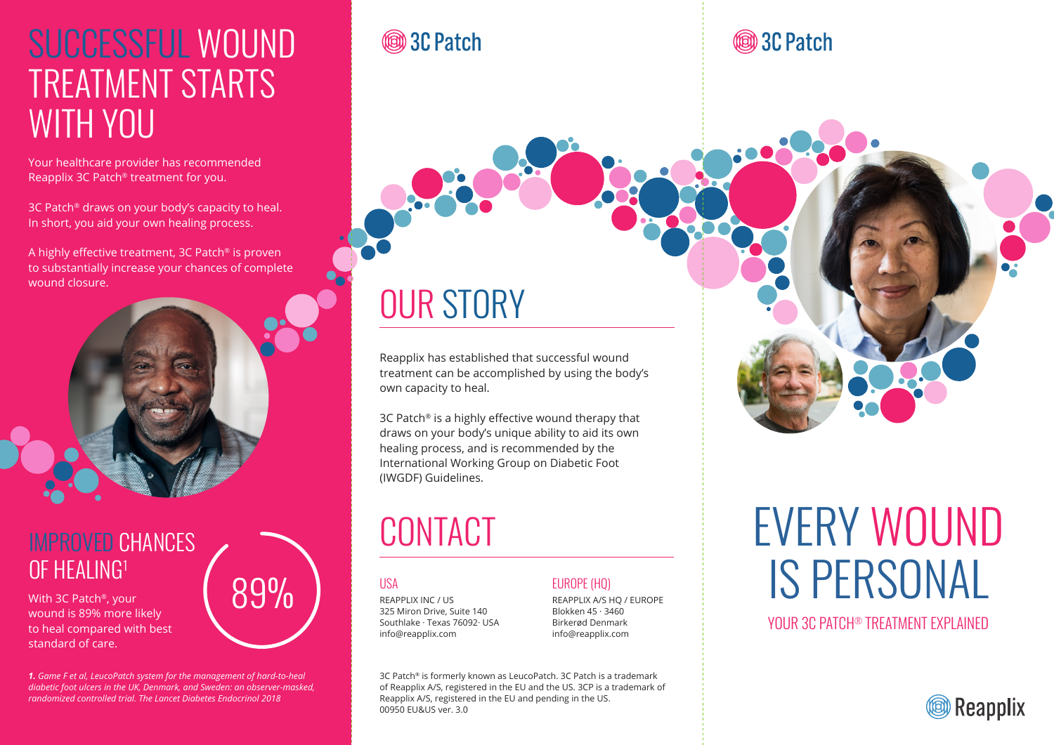# SUCCESSFUL WOUND TREATMENT STARTS WITH YOU

Your healthcare provider has recommended Reapplix 3C Patch® treatment for you.

3C Patch® draws on your body's capacity to heal. In short, you aid your own healing process.

A highly effective treatment, 3C Patch® is proven to substantially increase your chances of complete wound closure.

## IMPROVED CHANCES OF HEALING[1]

With 3C Patch®, your wound is 89% more likely to heal compared with best standard of care.

89%

*1. Game F et al, LeucoPatch system for the management of hard-to-heal diabetic foot ulcers in the UK, Denmark, and Sweden: an observer-masked, randomized controlled trial. The Lancet Diabetes Endocrinol 2018*

3C Patch

## OUR STORY

Reapplix has established that successful wound treatment can be accomplished by using the body's own capacity to heal.

3C Patch® is a highly effective wound therapy that draws on your body's unique ability to aid its own healing process, and is recommended by the International Working Group on Diabetic Foot (IWGDF) Guidelines.

## CONTACT

### USA

REAPPLIX INC / US
325 Miron Drive, Suite 140
Southlake · Texas 76092· USA
info@reapplix.com

### EUROPE (HQ)

REAPPLIX A/S HQ / EUROPE
Blokken 45 · 3460
Birkerød Denmark
info@reapplix.com

3C Patch® is formerly known as LeucoPatch. 3C Patch is a trademark of Reapplix A/S, registered in the EU and the US. 3CP is a trademark of Reapplix A/S, registered in the EU and pending in the US.
00950 EU&US ver. 3.0

3C Patch

# EVERY WOUND IS PERSONAL

YOUR 3C PATCH® TREATMENT EXPLAINED

Reapplix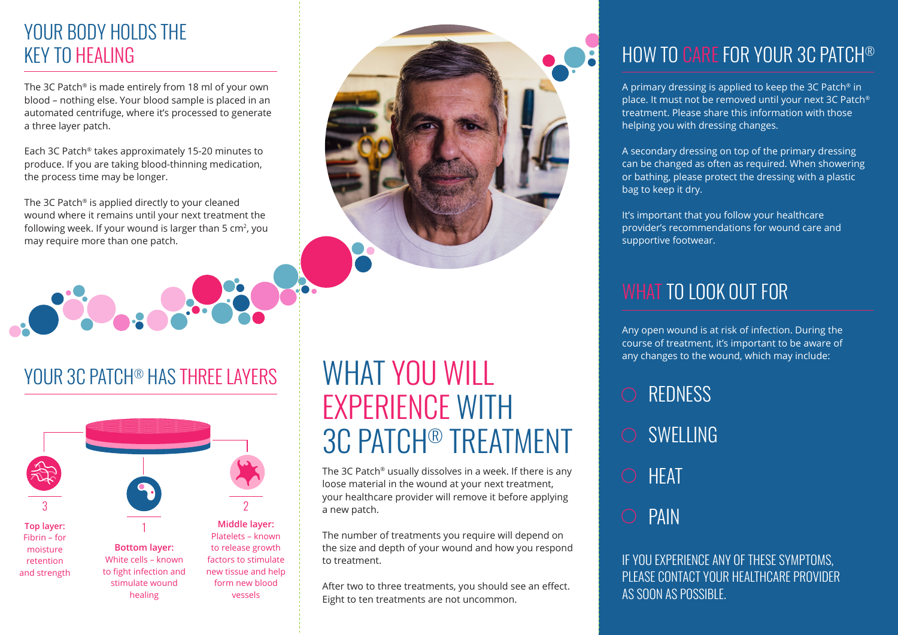## YOUR BODY HOLDS THE KEY TO HEALING

The 3C Patch® is made entirely from 18 ml of your own blood – nothing else. Your blood sample is placed in an automated centrifuge, where it's processed to generate a three layer patch.

Each 3C Patch® takes approximately 15-20 minutes to produce. If you are taking blood-thinning medication, the process time may be longer.

The 3C Patch® is applied directly to your cleaned wound where it remains until your next treatment the following week. If your wound is larger than 5 cm$^2$, you may require more than one patch.

## YOUR 3C PATCH® HAS THREE LAYERS

3

**Top layer:**
Fibrin – for moisture retention and strength

1

**Bottom layer:**
White cells – known to fight infection and stimulate wound healing

2

**Middle layer:**
Platelets – known to release growth factors to stimulate new tissue and help form new blood vessels

## WHAT YOU WILL EXPERIENCE WITH 3C PATCH® TREATMENT

The 3C Patch® usually dissolves in a week. If there is any loose material in the wound at your next treatment, your healthcare provider will remove it before applying a new patch.

The number of treatments you require will depend on the size and depth of your wound and how you respond to treatment.

After two to three treatments, you should see an effect. Eight to ten treatments are not uncommon.

## HOW TO CARE FOR YOUR 3C PATCH®

A primary dressing is applied to keep the 3C Patch® in place. It must not be removed until your next 3C Patch® treatment. Please share this information with those helping you with dressing changes.

A secondary dressing on top of the primary dressing can be changed as often as required. When showering or bathing, please protect the dressing with a plastic bag to keep it dry.

It's important that you follow your healthcare provider's recommendations for wound care and supportive footwear.

## WHAT TO LOOK OUT FOR

Any open wound is at risk of infection. During the course of treatment, it's important to be aware of any changes to the wound, which may include:

- REDNESS
- SWELLING
- HEAT
- PAIN

IF YOU EXPERIENCE ANY OF THESE SYMPTOMS, PLEASE CONTACT YOUR HEALTHCARE PROVIDER AS SOON AS POSSIBLE.